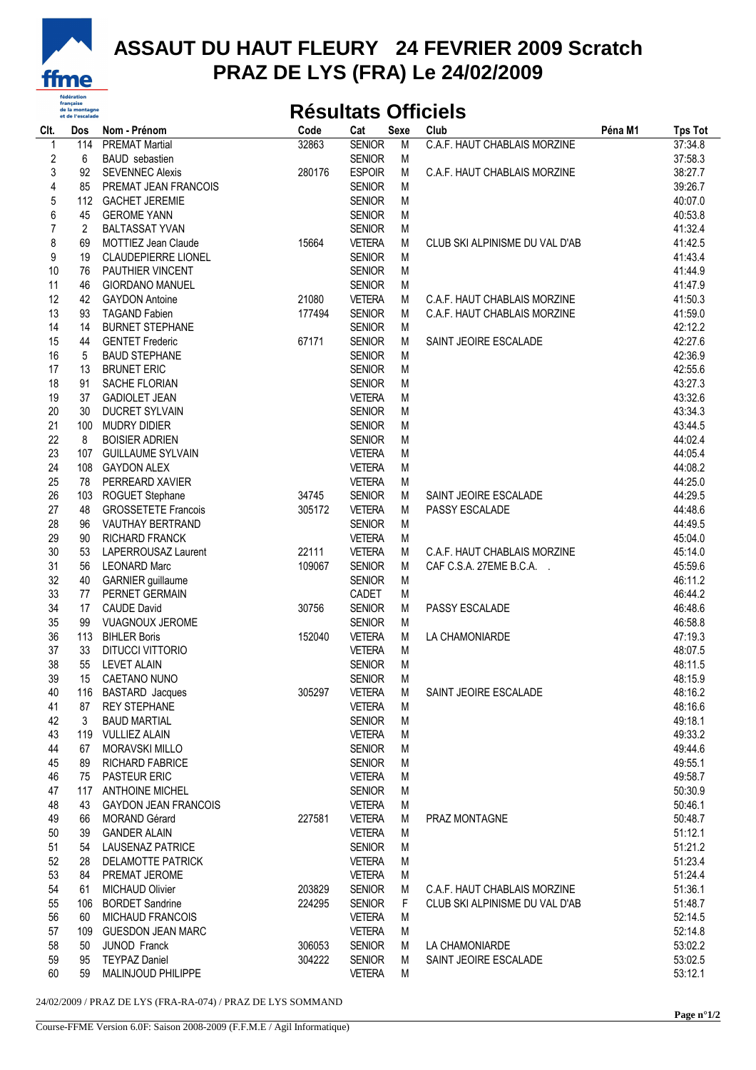# ASSAUT DU HAUT FLEURY 24 FEVRIER 2009 Scratch
# PRAZ DE LYS (FRA) Le 24/02/2009

## Résultats Officiels

| Clt. | Dos | Nom - Prénom | Code | Cat | Sexe | Club | Péna M1 | Tps Tot |
|---|---|---|---|---|---|---|---|---|
| 1 | 114 | PREMAT Martial | 32863 | SENIOR | M | C.A.F. HAUT CHABLAIS MORZINE | | 37:34.8 |
| 2 | 6 | BAUD sebastien | | SENIOR | M | | | 37:58.3 |
| 3 | 92 | SEVENNEC Alexis | 280176 | ESPOIR | M | C.A.F. HAUT CHABLAIS MORZINE | | 38:27.7 |
| 4 | 85 | PREMAT JEAN FRANCOIS | | SENIOR | M | | | 39:26.7 |
| 5 | 112 | GACHET JEREMIE | | SENIOR | M | | | 40:07.0 |
| 6 | 45 | GEROME YANN | | SENIOR | M | | | 40:53.8 |
| 7 | 2 | BALTASSAT YVAN | | SENIOR | M | | | 41:32.4 |
| 8 | 69 | MOTTIEZ Jean Claude | 15664 | VETERA | M | CLUB SKI ALPINISME DU VAL D'AB | | 41:42.5 |
| 9 | 19 | CLAUDEPIERRE LIONEL | | SENIOR | M | | | 41:43.4 |
| 10 | 76 | PAUTHIER VINCENT | | SENIOR | M | | | 41:44.9 |
| 11 | 46 | GIORDANO MANUEL | | SENIOR | M | | | 41:47.9 |
| 12 | 42 | GAYDON Antoine | 21080 | VETERA | M | C.A.F. HAUT CHABLAIS MORZINE | | 41:50.3 |
| 13 | 93 | TAGAND Fabien | 177494 | SENIOR | M | C.A.F. HAUT CHABLAIS MORZINE | | 41:59.0 |
| 14 | 14 | BURNET STEPHANE | | SENIOR | M | | | 42:12.2 |
| 15 | 44 | GENTET Frederic | 67171 | SENIOR | M | SAINT JEOIRE ESCALADE | | 42:27.6 |
| 16 | 5 | BAUD STEPHANE | | SENIOR | M | | | 42:36.9 |
| 17 | 13 | BRUNET ERIC | | SENIOR | M | | | 42:55.6 |
| 18 | 91 | SACHE FLORIAN | | SENIOR | M | | | 43:27.3 |
| 19 | 37 | GADIOLET JEAN | | VETERA | M | | | 43:32.6 |
| 20 | 30 | DUCRET SYLVAIN | | SENIOR | M | | | 43:34.3 |
| 21 | 100 | MUDRY DIDIER | | SENIOR | M | | | 43:44.5 |
| 22 | 8 | BOISIER ADRIEN | | SENIOR | M | | | 44:02.4 |
| 23 | 107 | GUILLAUME SYLVAIN | | VETERA | M | | | 44:05.4 |
| 24 | 108 | GAYDON ALEX | | VETERA | M | | | 44:08.2 |
| 25 | 78 | PERREARD XAVIER | | VETERA | M | | | 44:25.0 |
| 26 | 103 | ROGUET Stephane | 34745 | SENIOR | M | SAINT JEOIRE ESCALADE | | 44:29.5 |
| 27 | 48 | GROSSETETE Francois | 305172 | VETERA | M | PASSY ESCALADE | | 44:48.6 |
| 28 | 96 | VAUTHAY BERTRAND | | SENIOR | M | | | 44:49.5 |
| 29 | 90 | RICHARD FRANCK | | VETERA | M | | | 45:04.0 |
| 30 | 53 | LAPERROUSAZ Laurent | 22111 | VETERA | M | C.A.F. HAUT CHABLAIS MORZINE | | 45:14.0 |
| 31 | 56 | LEONARD Marc | 109067 | SENIOR | M | CAF C.S.A. 27EME B.C.A. . | | 45:59.6 |
| 32 | 40 | GARNIER guillaume | | SENIOR | M | | | 46:11.2 |
| 33 | 77 | PERNET GERMAIN | | CADET | M | | | 46:44.2 |
| 34 | 17 | CAUDE David | 30756 | SENIOR | M | PASSY ESCALADE | | 46:48.6 |
| 35 | 99 | VUAGNOUX JEROME | | SENIOR | M | | | 46:58.8 |
| 36 | 113 | BIHLER Boris | 152040 | VETERA | M | LA CHAMONIARDE | | 47:19.3 |
| 37 | 33 | DITUCCI VITTORIO | | VETERA | M | | | 48:07.5 |
| 38 | 55 | LEVET ALAIN | | SENIOR | M | | | 48:11.5 |
| 39 | 15 | CAETANO NUNO | | SENIOR | M | | | 48:15.9 |
| 40 | 116 | BASTARD Jacques | 305297 | VETERA | M | SAINT JEOIRE ESCALADE | | 48:16.2 |
| 41 | 87 | REY STEPHANE | | VETERA | M | | | 48:16.6 |
| 42 | 3 | BAUD MARTIAL | | SENIOR | M | | | 49:18.1 |
| 43 | 119 | VULLIEZ ALAIN | | VETERA | M | | | 49:33.2 |
| 44 | 67 | MORAVSKI MILLO | | SENIOR | M | | | 49:44.6 |
| 45 | 89 | RICHARD FABRICE | | SENIOR | M | | | 49:55.1 |
| 46 | 75 | PASTEUR ERIC | | VETERA | M | | | 49:58.7 |
| 47 | 117 | ANTHOINE MICHEL | | SENIOR | M | | | 50:30.9 |
| 48 | 43 | GAYDON JEAN FRANCOIS | | VETERA | M | | | 50:46.1 |
| 49 | 66 | MORAND Gérard | 227581 | VETERA | M | PRAZ MONTAGNE | | 50:48.7 |
| 50 | 39 | GANDER ALAIN | | VETERA | M | | | 51:12.1 |
| 51 | 54 | LAUSENAZ PATRICE | | SENIOR | M | | | 51:21.2 |
| 52 | 28 | DELAMOTTE PATRICK | | VETERA | M | | | 51:23.4 |
| 53 | 84 | PREMAT JEROME | | VETERA | M | | | 51:24.4 |
| 54 | 61 | MICHAUD Olivier | 203829 | SENIOR | M | C.A.F. HAUT CHABLAIS MORZINE | | 51:36.1 |
| 55 | 106 | BORDET Sandrine | 224295 | SENIOR | F | CLUB SKI ALPINISME DU VAL D'AB | | 51:48.7 |
| 56 | 60 | MICHAUD FRANCOIS | | VETERA | M | | | 52:14.5 |
| 57 | 109 | GUESDON JEAN MARC | | VETERA | M | | | 52:14.8 |
| 58 | 50 | JUNOD Franck | 306053 | SENIOR | M | LA CHAMONIARDE | | 53:02.2 |
| 59 | 95 | TEYPAZ Daniel | 304222 | SENIOR | M | SAINT JEOIRE ESCALADE | | 53:02.5 |
| 60 | 59 | MALINJOUD PHILIPPE | | VETERA | M | | | 53:12.1 |

24/02/2009 / PRAZ DE LYS (FRA-RA-074) / PRAZ DE LYS SOMMAND

Course-FFME Version 6.0F: Saison 2008-2009 (F.F.M.E / Agil Informatique)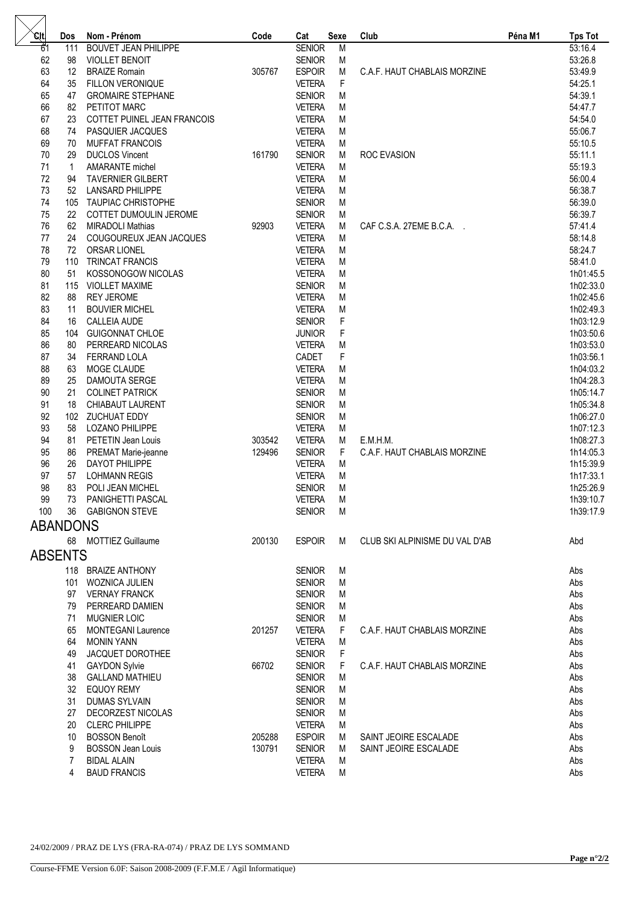| Clt | Dos | Nom - Prénom | Code | Cat | Sexe | Club | Péna M1 | Tps Tot |
|---|---|---|---|---|---|---|---|---|
| 61 | 111 | BOUVET JEAN PHILIPPE | | SENIOR | M | | | 53:16.4 |
| 62 | 98 | VIOLLET BENOIT | | SENIOR | M | | | 53:26.8 |
| 63 | 12 | BRAIZE Romain | 305767 | ESPOIR | M | C.A.F. HAUT CHABLAIS MORZINE | | 53:49.9 |
| 64 | 35 | FILLON VERONIQUE | | VETERA | F | | | 54:25.1 |
| 65 | 47 | GROMAIRE STEPHANE | | SENIOR | M | | | 54:39.1 |
| 66 | 82 | PETITOT MARC | | VETERA | M | | | 54:47.7 |
| 67 | 23 | COTTET PUINEL JEAN FRANCOIS | | VETERA | M | | | 54:54.0 |
| 68 | 74 | PASQUIER JACQUES | | VETERA | M | | | 55:06.7 |
| 69 | 70 | MUFFAT FRANCOIS | | VETERA | M | | | 55:10.5 |
| 70 | 29 | DUCLOS Vincent | 161790 | SENIOR | M | ROC EVASION | | 55:11.1 |
| 71 | 1 | AMARANTE michel | | VETERA | M | | | 55:19.3 |
| 72 | 94 | TAVERNIER GILBERT | | VETERA | M | | | 56:00.4 |
| 73 | 52 | LANSARD PHILIPPE | | VETERA | M | | | 56:38.7 |
| 74 | 105 | TAUPIAC CHRISTOPHE | | SENIOR | M | | | 56:39.0 |
| 75 | 22 | COTTET DUMOULIN JEROME | | SENIOR | M | | | 56:39.7 |
| 76 | 62 | MIRADOLI Mathias | 92903 | VETERA | M | CAF C.S.A. 27EME B.C.A. . | | 57:41.4 |
| 77 | 24 | COUGOUREUX JEAN JACQUES | | VETERA | M | | | 58:14.8 |
| 78 | 72 | ORSAR LIONEL | | VETERA | M | | | 58:24.7 |
| 79 | 110 | TRINCAT FRANCIS | | VETERA | M | | | 58:41.0 |
| 80 | 51 | KOSSONOGOW NICOLAS | | VETERA | M | | | 1h01:45.5 |
| 81 | 115 | VIOLLET MAXIME | | SENIOR | M | | | 1h02:33.0 |
| 82 | 88 | REY JEROME | | VETERA | M | | | 1h02:45.6 |
| 83 | 11 | BOUVIER MICHEL | | VETERA | M | | | 1h02:49.3 |
| 84 | 16 | CALLEIA AUDE | | SENIOR | F | | | 1h03:12.9 |
| 85 | 104 | GUIGONNAT CHLOE | | JUNIOR | F | | | 1h03:50.6 |
| 86 | 80 | PERREARD NICOLAS | | VETERA | M | | | 1h03:53.0 |
| 87 | 34 | FERRAND LOLA | | CADET | F | | | 1h03:56.1 |
| 88 | 63 | MOGE CLAUDE | | VETERA | M | | | 1h04:03.2 |
| 89 | 25 | DAMOUTA SERGE | | VETERA | M | | | 1h04:28.3 |
| 90 | 21 | COLINET PATRICK | | SENIOR | M | | | 1h05:14.7 |
| 91 | 18 | CHIABAUT LAURENT | | SENIOR | M | | | 1h05:34.8 |
| 92 | 102 | ZUCHUAT EDDY | | SENIOR | M | | | 1h06:27.0 |
| 93 | 58 | LOZANO PHILIPPE | | VETERA | M | | | 1h07:12.3 |
| 94 | 81 | PETETIN Jean Louis | 303542 | VETERA | M | E.M.H.M. | | 1h08:27.3 |
| 95 | 86 | PREMAT Marie-jeanne | 129496 | SENIOR | F | C.A.F. HAUT CHABLAIS MORZINE | | 1h14:05.3 |
| 96 | 26 | DAYOT PHILIPPE | | VETERA | M | | | 1h15:39.9 |
| 97 | 57 | LOHMANN REGIS | | VETERA | M | | | 1h17:33.1 |
| 98 | 83 | POLI JEAN MICHEL | | SENIOR | M | | | 1h25:26.9 |
| 99 | 73 | PANIGHETTI PASCAL | | VETERA | M | | | 1h39:10.7 |
| 100 | 36 | GABIGNON STEVE | | SENIOR | M | | | 1h39:17.9 |

## ABANDONS

| | Dos | Nom - Prénom | Code | Cat | Sexe | Club | Péna M1 | Tps Tot |
|---|---|---|---|---|---|---|---|---|
| | 68 | MOTTIEZ Guillaume | 200130 | ESPOIR | M | CLUB SKI ALPINISME DU VAL D'AB | | Abd |

## ABSENTS

| | Dos | Nom - Prénom | Code | Cat | Sexe | Club | Péna M1 | Tps Tot |
|---|---|---|---|---|---|---|---|---|
| | 118 | BRAIZE ANTHONY | | SENIOR | M | | | Abs |
| | 101 | WOZNICA JULIEN | | SENIOR | M | | | Abs |
| | 97 | VERNAY FRANCK | | SENIOR | M | | | Abs |
| | 79 | PERREARD DAMIEN | | SENIOR | M | | | Abs |
| | 71 | MUGNIER LOIC | | SENIOR | M | | | Abs |
| | 65 | MONTEGANI Laurence | 201257 | VETERA | F | C.A.F. HAUT CHABLAIS MORZINE | | Abs |
| | 64 | MONIN YANN | | VETERA | M | | | Abs |
| | 49 | JACQUET DOROTHEE | | SENIOR | F | | | Abs |
| | 41 | GAYDON Sylvie | 66702 | SENIOR | F | C.A.F. HAUT CHABLAIS MORZINE | | Abs |
| | 38 | GALLAND MATHIEU | | SENIOR | M | | | Abs |
| | 32 | EQUOY REMY | | SENIOR | M | | | Abs |
| | 31 | DUMAS SYLVAIN | | SENIOR | M | | | Abs |
| | 27 | DECORZEST NICOLAS | | SENIOR | M | | | Abs |
| | 20 | CLERC PHILIPPE | | VETERA | M | | | Abs |
| | 10 | BOSSON Benoît | 205288 | ESPOIR | M | SAINT JEOIRE ESCALADE | | Abs |
| | 9 | BOSSON Jean Louis | 130791 | SENIOR | M | SAINT JEOIRE ESCALADE | | Abs |
| | 7 | BIDAL ALAIN | | VETERA | M | | | Abs |
| | 4 | BAUD FRANCIS | | VETERA | M | | | Abs |

24/02/2009 / PRAZ DE LYS (FRA-RA-074) / PRAZ DE LYS SOMMAND

Course-FFME Version 6.0F: Saison 2008-2009 (F.F.M.E / Agil Informatique)